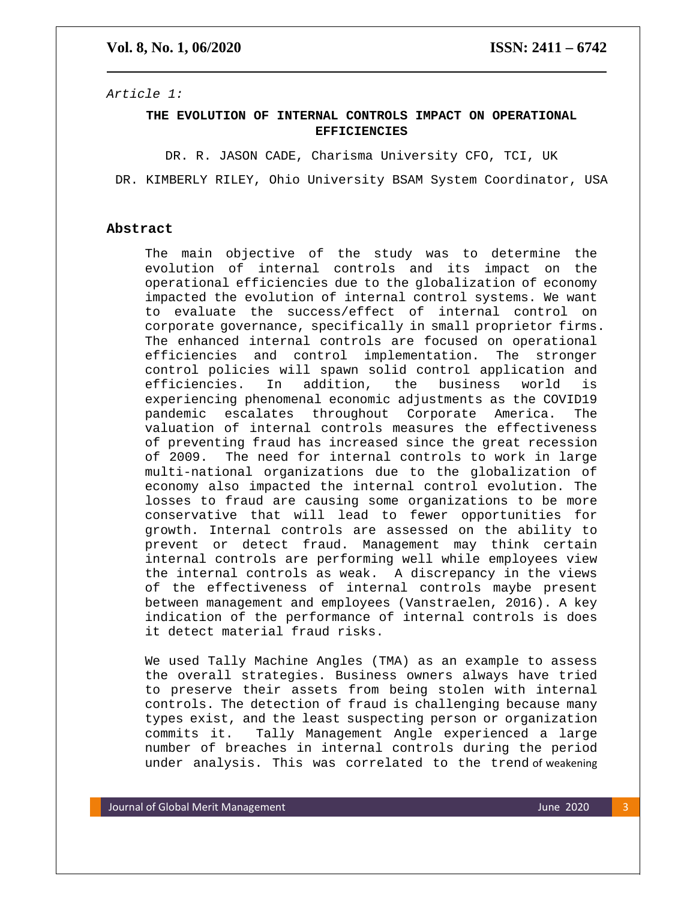*Article 1:*

# THE EVOLUTION OF INTERNAL CONTROLS IMPACT ON OPERATIONAL EFFICIENCIES

DR. R. JASON CADE, Charisma University CFO, TCI, UK

DR. KIMBERLY RILEY, Ohio University BSAM System Coordinator, USA

## Abstract

The main objective of the study was to determine the evolution of internal controls and its impact on the operational efficiencies due to the globalization of economy impacted the evolution of internal control systems. We want to evaluate the success/effect of internal control on corporate governance, specifically in small proprietor firms. The enhanced internal controls are focused on operational efficiencies and control implementation. The stronger control policies will spawn solid control application and efficiencies. In addition, the business world is experiencing phenomenal economic adjustments as the COVID19 pandemic escalates throughout Corporate America. The valuation of internal controls measures the effectiveness of preventing fraud has increased since the great recession of 2009. The need for internal controls to work in large multi-national organizations due to the globalization of economy also impacted the internal control evolution. The losses to fraud are causing some organizations to be more conservative that will lead to fewer opportunities for growth. Internal controls are assessed on the ability to prevent or detect fraud. Management may think certain internal controls are performing well while employees view the internal controls as weak. A discrepancy in the views of the effectiveness of internal controls maybe present between management and employees (Vanstraelen, 2016). A key indication of the performance of internal controls is does it detect material fraud risks.

We used Tally Machine Angles (TMA) as an example to assess the overall strategies. Business owners always have tried to preserve their assets from being stolen with internal controls. The detection of fraud is challenging because many types exist, and the least suspecting person or organization commits it. Tally Management Angle experienced a large number of breaches in internal controls during the period under analysis. This was correlated to the trend of weakening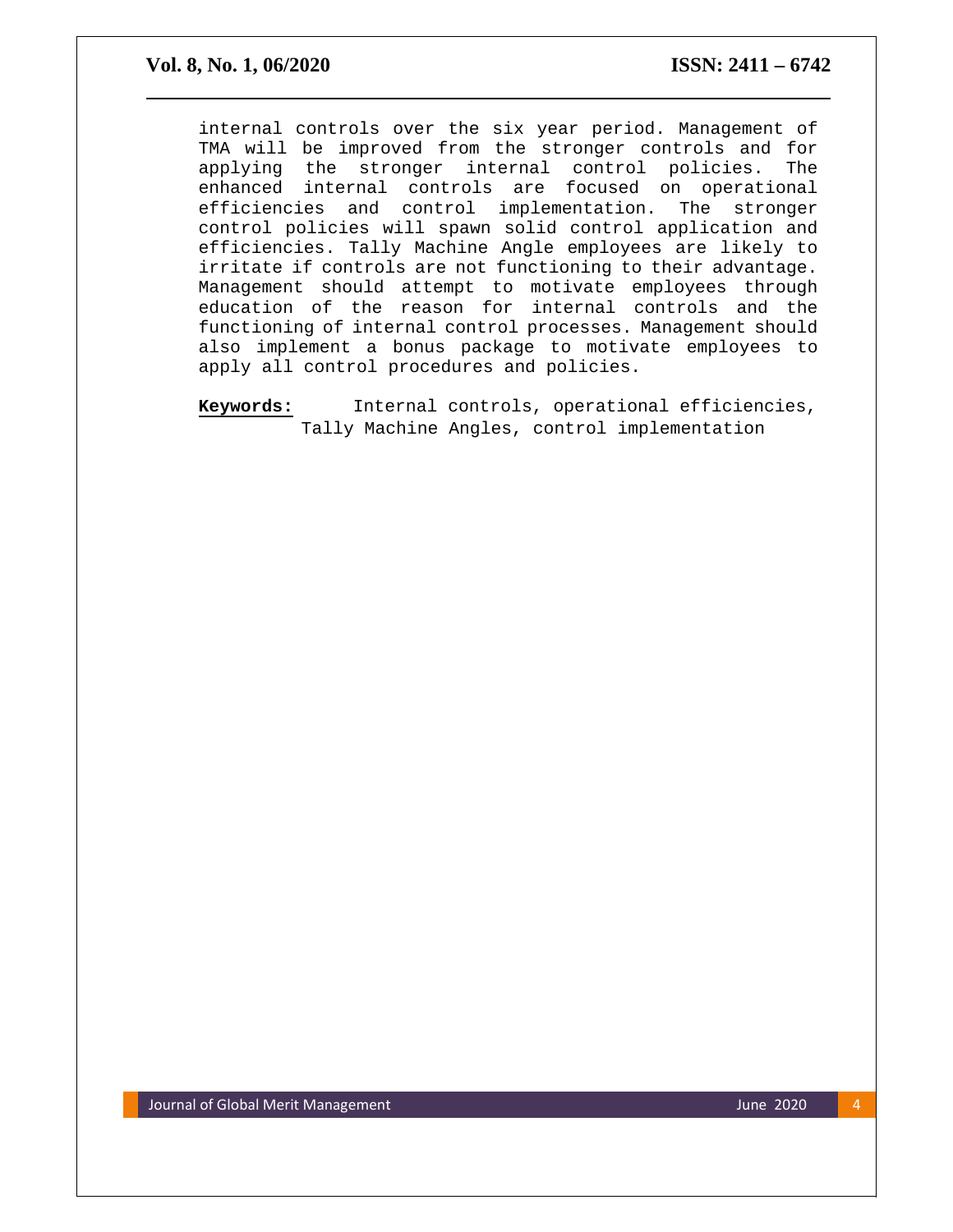internal controls over the six year period. Management of TMA will be improved from the stronger controls and for applying the stronger internal control policies. The enhanced internal controls are focused on operational efficiencies and control implementation. The stronger control policies will spawn solid control application and efficiencies. Tally Machine Angle employees are likely to irritate if controls are not functioning to their advantage. Management should attempt to motivate employees through education of the reason for internal controls and the functioning of internal control processes. Management should also implement a bonus package to motivate employees to apply all control procedures and policies.

**Keywords:** Internal controls, operational efficiencies, Tally Machine Angles, control implementation